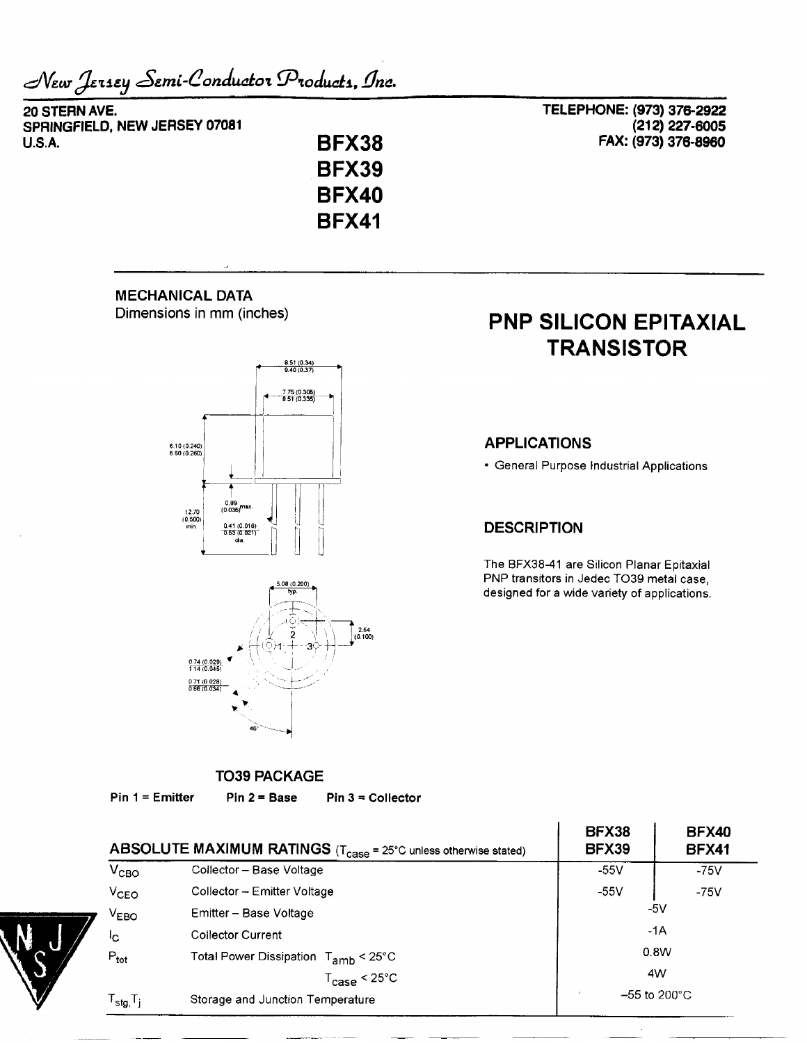*New Jersey Semi-Conductor Products, Inc.*

20 STERN AVE.
SPRINGFIELD, NEW JERSEY 07081
U.S.A.

TELEPHONE: (973) 376-2922
(212) 227-6005
FAX: (973) 376-8960

# BFX38
# BFX39
# BFX40
# BFX41

## MECHANICAL DATA

Dimensions in mm (inches)

8.51 (0.34)
9.40 (0.37)

7.75 (0.305)
8.51 (0.335)

6.10 (0.240)
6.60 (0.260)

0.89 (0.035) max.

12.70 (0.500) min.

0.41 (0.016)
0.53 (0.021) dia.

5.08 (0.200) typ.

2.54 (0.100)

0.74 (0.029)
1.14 (0.045)

0.71 (0.028)
0.86 (0.034)

45°

**TO39 PACKAGE**

**Pin 1 = Emitter  Pin 2 = Base  Pin 3 = Collector**

## PNP SILICON EPITAXIAL TRANSISTOR

### APPLICATIONS

- General Purpose Industrial Applications

### DESCRIPTION

The BFX38-41 are Silicon Planar Epitaxial PNP transitors in Jedec TO39 metal case, designed for a wide variety of applications.

| **ABSOLUTE MAXIMUM RATINGS** ($T_{case}$ = 25°C unless otherwise stated) | | **BFX38 BFX39** | **BFX40 BFX41** |
|---|---|---|---|
| $V_{CBO}$ | Collector – Base Voltage | -55V | -75V |
| $V_{CEO}$ | Collector – Emitter Voltage | -55V | -75V |
| $V_{EBO}$ | Emitter – Base Voltage | -5V | |
| $I_C$ | Collector Current | -1A | |
| $P_{tot}$ | Total Power Dissipation $T_{amb}$ < 25°C | 0.8W | |
| | $T_{case}$ < 25°C | 4W | |
| $T_{stg}, T_j$ | Storage and Junction Temperature | –55 to 200°C | |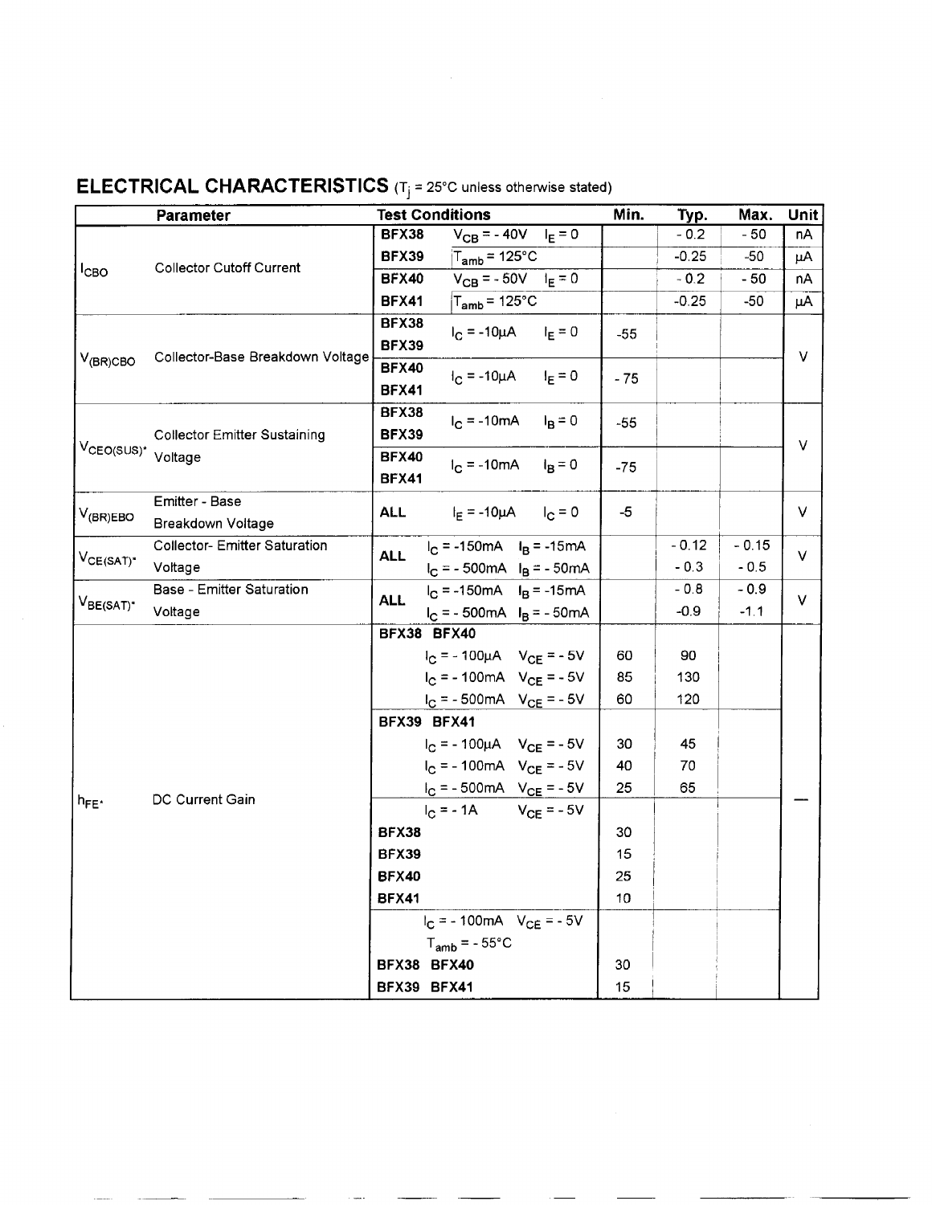## ELECTRICAL CHARACTERISTICS ($T_j$ = 25°C unless otherwise stated)

| Symbol | Parameter | Test Conditions | Min. | Typ. | Max. | Unit |
|---|---|---|---|---|---|---|
| $I_{CBO}$ | Collector Cutoff Current | BFX38 $V_{CB}$ = - 40V $I_E$ = 0 | | - 0.2 | - 50 | nA |
| | | BFX39 $T_{amb}$ = 125°C | | -0.25 | -50 | μA |
| | | BFX40 $V_{CB}$ = - 50V $I_E$ = 0 | | - 0.2 | - 50 | nA |
| | | BFX41 $T_{amb}$ = 125°C | | -0.25 | -50 | μA |
| $V_{(BR)CBO}$ | Collector-Base Breakdown Voltage | BFX38 BFX39 $I_C$ = -10μA $I_E$ = 0 | -55 | | | V |
| | | BFX40 BFX41 $I_C$ = -10μA $I_E$ = 0 | - 75 | | | V |
| $V_{CEO(SUS)}$* | Collector Emitter Sustaining Voltage | BFX38 BFX39 $I_C$ = -10mA $I_B$ = 0 | -55 | | | V |
| | | BFX40 BFX41 $I_C$ = -10mA $I_B$ = 0 | -75 | | | V |
| $V_{(BR)EBO}$ | Emitter - Base Breakdown Voltage | ALL $I_E$ = -10μA $I_C$ = 0 | -5 | | | V |
| $V_{CE(SAT)}$* | Collector- Emitter Saturation Voltage | ALL $I_C$ = -150mA $I_B$ = -15mA | | - 0.12 | - 0.15 | V |
| | | $I_C$ = - 500mA $I_B$ = - 50mA | | - 0.3 | - 0.5 | |
| $V_{BE(SAT)}$* | Base - Emitter Saturation Voltage | ALL $I_C$ = -150mA $I_B$ = -15mA | | - 0.8 | - 0.9 | V |
| | | $I_C$ = - 500mA $I_B$ = - 50mA | | -0.9 | -1.1 | |
| $h_{FE}$* | DC Current Gain | BFX38 BFX40 | | | | — |
| | | $I_C$ = - 100μA $V_{CE}$ = - 5V | 60 | 90 | | |
| | | $I_C$ = - 100mA $V_{CE}$ = - 5V | 85 | 130 | | |
| | | $I_C$ = - 500mA $V_{CE}$ = - 5V | 60 | 120 | | |
| | | BFX39 BFX41 | | | | |
| | | $I_C$ = - 100μA $V_{CE}$ = - 5V | 30 | 45 | | |
| | | $I_C$ = - 100mA $V_{CE}$ = - 5V | 40 | 70 | | |
| | | $I_C$ = - 500mA $V_{CE}$ = - 5V | 25 | 65 | | |
| | | $I_C$ = - 1A $V_{CE}$ = - 5V | | | | |
| | | BFX38 | 30 | | | |
| | | BFX39 | 15 | | | |
| | | BFX40 | 25 | | | |
| | | BFX41 | 10 | | | |
| | | $I_C$ = - 100mA $V_{CE}$ = - 5V $T_{amb}$ = - 55°C | | | | |
| | | BFX38 BFX40 | 30 | | | |
| | | BFX39 BFX41 | 15 | | | |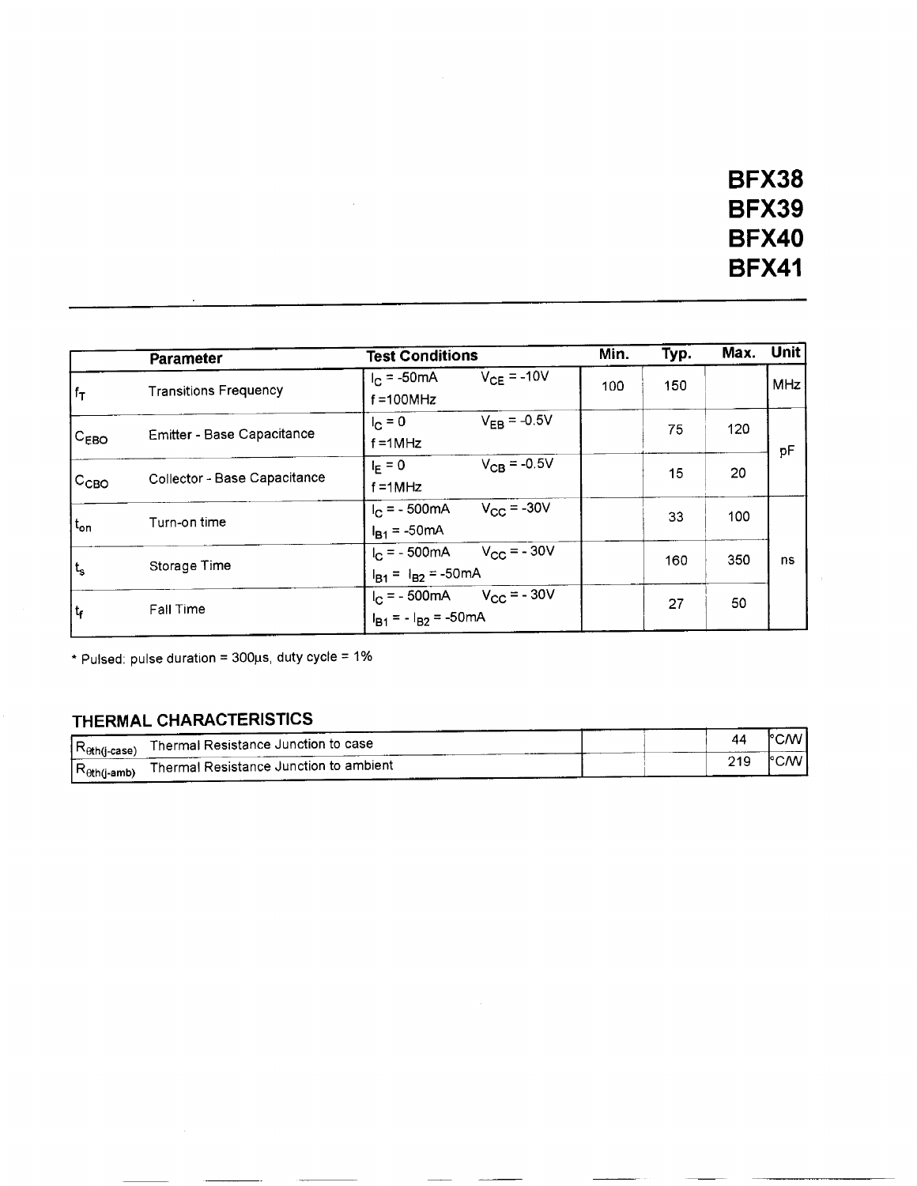# BFX38
# BFX39
# BFX40
# BFX41

| | Parameter | Test Conditions | Min. | Typ. | Max. | Unit |
|---|---|---|---|---|---|---|
| $f_T$ | Transitions Frequency | $I_C$ = -50mA $V_{CE}$ = -10V f =100MHz | 100 | 150 | | MHz |
| $C_{EBO}$ | Emitter - Base Capacitance | $I_C$ = 0 $V_{EB}$ = -0.5V f =1MHz | | 75 | 120 | pF |
| $C_{CBO}$ | Collector - Base Capacitance | $I_E$ = 0 $V_{CB}$ = -0.5V f =1MHz | | 15 | 20 | pF |
| $t_{on}$ | Turn-on time | $I_C$ = - 500mA $V_{CC}$ = -30V $I_{B1}$ = -50mA | | 33 | 100 | ns |
| $t_s$ | Storage Time | $I_C$ = - 500mA $V_{CC}$ = - 30V $I_{B1}$ = $I_{B2}$ = -50mA | | 160 | 350 | ns |
| $t_f$ | Fall Time | $I_C$ = - 500mA $V_{CC}$ = - 30V $I_{B1}$ = - $I_{B2}$ = -50mA | | 27 | 50 | ns |

* Pulsed: pulse duration = 300μs, duty cycle = 1%

## THERMAL CHARACTERISTICS

| | | | | | | |
|---|---|---|---|---|---|---|
| $R_{\theta th(j\text{-}case)}$ | Thermal Resistance Junction to case | | | | 44 | °C/W |
| $R_{\theta th(j\text{-}amb)}$ | Thermal Resistance Junction to ambient | | | | 219 | °C/W |